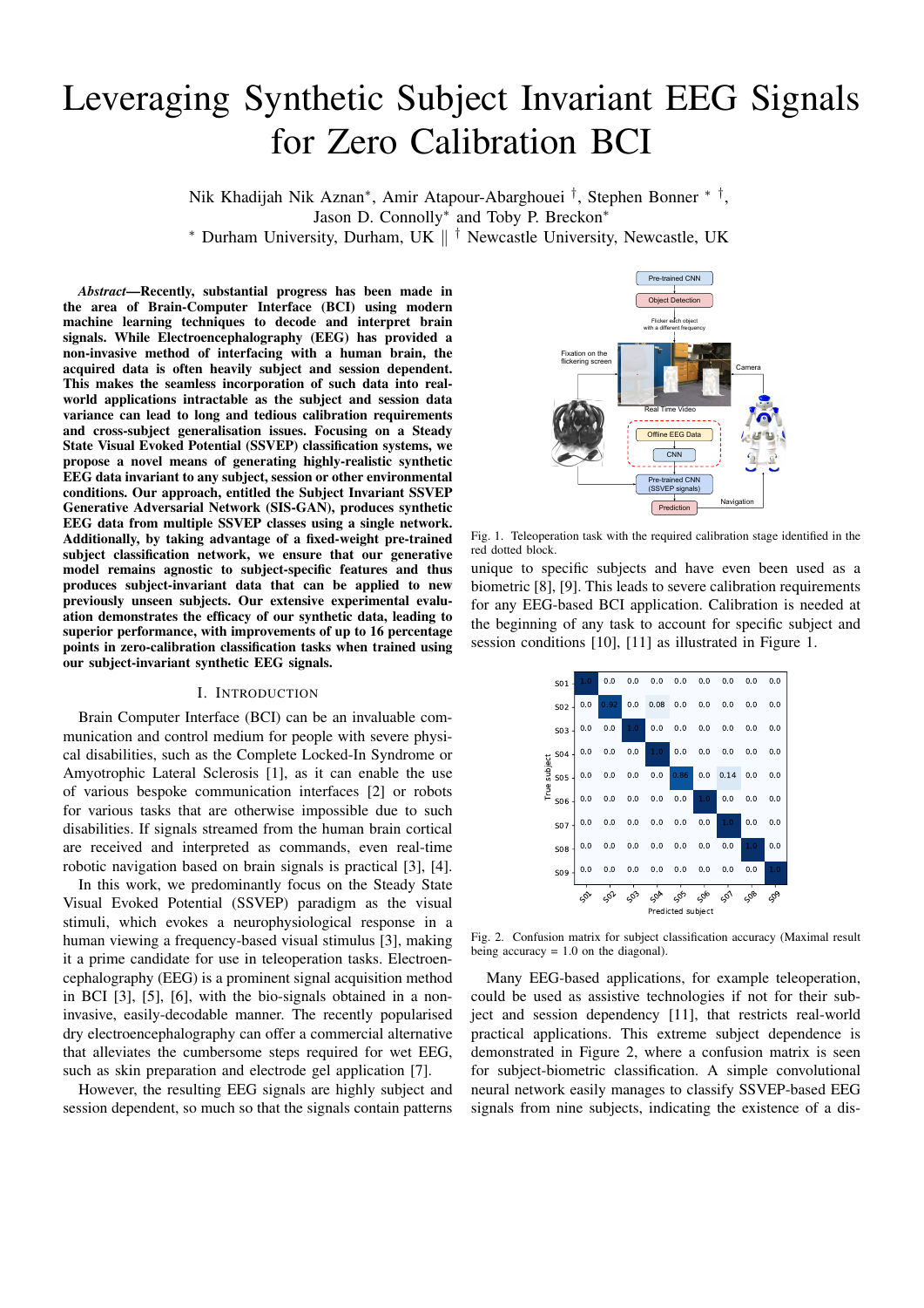# Leveraging Synthetic Subject Invariant EEG Signals for Zero Calibration BCI

Nik Khadijah Nik Aznan*, Amir Atapour-Abarghouei †, Stephen Bonner * †, Jason D. Connolly* and Toby P. Breckon*

* Durham University, Durham, UK || † Newcastle University, Newcastle, UK

***Abstract*—Recently, substantial progress has been made in the area of Brain-Computer Interface (BCI) using modern machine learning techniques to decode and interpret brain signals. While Electroencephalography (EEG) has provided a non-invasive method of interfacing with a human brain, the acquired data is often heavily subject and session dependent. This makes the seamless incorporation of such data into real-world applications intractable as the subject and session data variance can lead to long and tedious calibration requirements and cross-subject generalisation issues. Focusing on a Steady State Visual Evoked Potential (SSVEP) classification systems, we propose a novel means of generating highly-realistic synthetic EEG data invariant to any subject, session or other environmental conditions. Our approach, entitled the Subject Invariant SSVEP Generative Adversarial Network (SIS-GAN), produces synthetic EEG data from multiple SSVEP classes using a single network. Additionally, by taking advantage of a fixed-weight pre-trained subject classification network, we ensure that our generative model remains agnostic to subject-specific features and thus produces subject-invariant data that can be applied to new previously unseen subjects. Our extensive experimental evaluation demonstrates the efficacy of our synthetic data, leading to superior performance, with improvements of up to 16 percentage points in zero-calibration classification tasks when trained using our subject-invariant synthetic EEG signals.**

## I. Introduction

Brain Computer Interface (BCI) can be an invaluable communication and control medium for people with severe physical disabilities, such as the Complete Locked-In Syndrome or Amyotrophic Lateral Sclerosis [1], as it can enable the use of various bespoke communication interfaces [2] or robots for various tasks that are otherwise impossible due to such disabilities. If signals streamed from the human brain cortical are received and interpreted as commands, even real-time robotic navigation based on brain signals is practical [3], [4].

In this work, we predominantly focus on the Steady State Visual Evoked Potential (SSVEP) paradigm as the visual stimuli, which evokes a neurophysiological response in a human viewing a frequency-based visual stimulus [3], making it a prime candidate for use in teleoperation tasks. Electroencephalography (EEG) is a prominent signal acquisition method in BCI [3], [5], [6], with the bio-signals obtained in a non-invasive, easily-decodable manner. The recently popularised dry electroencephalography can offer a commercial alternative that alleviates the cumbersome steps required for wet EEG, such as skin preparation and electrode gel application [7].

However, the resulting EEG signals are highly subject and session dependent, so much so that the signals contain patterns unique to specific subjects and have even been used as a biometric [8], [9]. This leads to severe calibration requirements for any EEG-based BCI application. Calibration is needed at the beginning of any task to account for specific subject and session conditions [10], [11] as illustrated in Figure 1.

Fig. 1. Teleoperation task with the required calibration stage identified in the red dotted block.

| True subject \ Predicted subject | S01 | S02 | S03 | S04 | S05 | S06 | S07 | S08 | S09 |
|---|---|---|---|---|---|---|---|---|---|
| S01 | 1.0 | 0.0 | 0.0 | 0.0 | 0.0 | 0.0 | 0.0 | 0.0 | 0.0 |
| S02 | 0.0 | 0.92 | 0.0 | 0.08 | 0.0 | 0.0 | 0.0 | 0.0 | 0.0 |
| S03 | 0.0 | 0.0 | 1.0 | 0.0 | 0.0 | 0.0 | 0.0 | 0.0 | 0.0 |
| S04 | 0.0 | 0.0 | 0.0 | 1.0 | 0.0 | 0.0 | 0.0 | 0.0 | 0.0 |
| S05 | 0.0 | 0.0 | 0.0 | 0.0 | 0.86 | 0.0 | 0.14 | 0.0 | 0.0 |
| S06 | 0.0 | 0.0 | 0.0 | 0.0 | 0.0 | 1.0 | 0.0 | 0.0 | 0.0 |
| S07 | 0.0 | 0.0 | 0.0 | 0.0 | 0.0 | 0.0 | 1.0 | 0.0 | 0.0 |
| S08 | 0.0 | 0.0 | 0.0 | 0.0 | 0.0 | 0.0 | 0.0 | 1.0 | 0.0 |
| S09 | 0.0 | 0.0 | 0.0 | 0.0 | 0.0 | 0.0 | 0.0 | 0.0 | 1.0 |

Fig. 2. Confusion matrix for subject classification accuracy (Maximal result being accuracy = 1.0 on the diagonal).

Many EEG-based applications, for example teleoperation, could be used as assistive technologies if not for their subject and session dependency [11], that restricts real-world practical applications. This extreme subject dependence is demonstrated in Figure 2, where a confusion matrix is seen for subject-biometric classification. A simple convolutional neural network easily manages to classify SSVEP-based EEG signals from nine subjects, indicating the existence of a dis-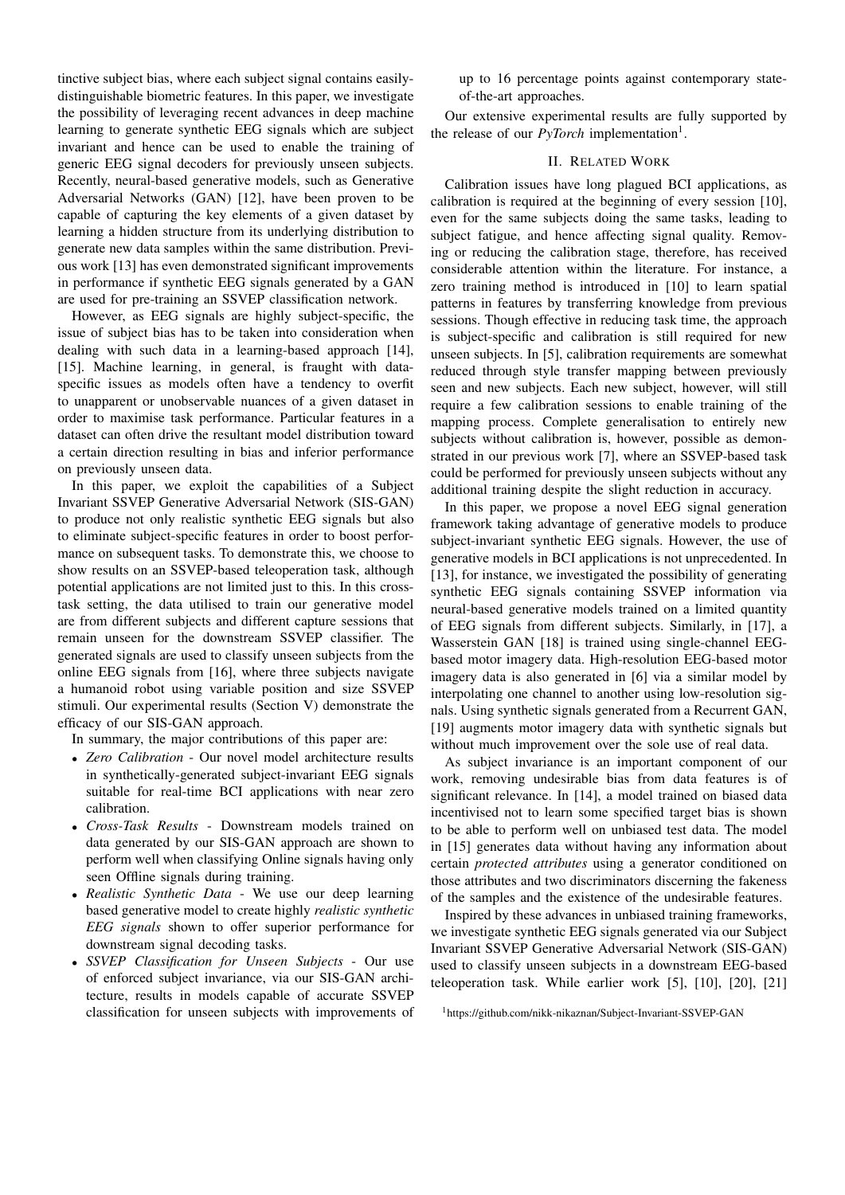tinctive subject bias, where each subject signal contains easily-distinguishable biometric features. In this paper, we investigate the possibility of leveraging recent advances in deep machine learning to generate synthetic EEG signals which are subject invariant and hence can be used to enable the training of generic EEG signal decoders for previously unseen subjects. Recently, neural-based generative models, such as Generative Adversarial Networks (GAN) [12], have been proven to be capable of capturing the key elements of a given dataset by learning a hidden structure from its underlying distribution to generate new data samples within the same distribution. Previous work [13] has even demonstrated significant improvements in performance if synthetic EEG signals generated by a GAN are used for pre-training an SSVEP classification network.

However, as EEG signals are highly subject-specific, the issue of subject bias has to be taken into consideration when dealing with such data in a learning-based approach [14], [15]. Machine learning, in general, is fraught with data-specific issues as models often have a tendency to overfit to unapparent or unobservable nuances of a given dataset in order to maximise task performance. Particular features in a dataset can often drive the resultant model distribution toward a certain direction resulting in bias and inferior performance on previously unseen data.

In this paper, we exploit the capabilities of a Subject Invariant SSVEP Generative Adversarial Network (SIS-GAN) to produce not only realistic synthetic EEG signals but also to eliminate subject-specific features in order to boost performance on subsequent tasks. To demonstrate this, we choose to show results on an SSVEP-based teleoperation task, although potential applications are not limited just to this. In this cross-task setting, the data utilised to train our generative model are from different subjects and different capture sessions that remain unseen for the downstream SSVEP classifier. The generated signals are used to classify unseen subjects from the online EEG signals from [16], where three subjects navigate a humanoid robot using variable position and size SSVEP stimuli. Our experimental results (Section V) demonstrate the efficacy of our SIS-GAN approach.

In summary, the major contributions of this paper are:

- *Zero Calibration* - Our novel model architecture results in synthetically-generated subject-invariant EEG signals suitable for real-time BCI applications with near zero calibration.
- *Cross-Task Results* - Downstream models trained on data generated by our SIS-GAN approach are shown to perform well when classifying Online signals having only seen Offline signals during training.
- *Realistic Synthetic Data* - We use our deep learning based generative model to create highly *realistic synthetic EEG signals* shown to offer superior performance for downstream signal decoding tasks.
- *SSVEP Classification for Unseen Subjects* - Our use of enforced subject invariance, via our SIS-GAN architecture, results in models capable of accurate SSVEP classification for unseen subjects with improvements of up to 16 percentage points against contemporary state-of-the-art approaches.

Our extensive experimental results are fully supported by the release of our *PyTorch* implementation[1].

## II. Related Work

Calibration issues have long plagued BCI applications, as calibration is required at the beginning of every session [10], even for the same subjects doing the same tasks, leading to subject fatigue, and hence affecting signal quality. Removing or reducing the calibration stage, therefore, has received considerable attention within the literature. For instance, a zero training method is introduced in [10] to learn spatial patterns in features by transferring knowledge from previous sessions. Though effective in reducing task time, the approach is subject-specific and calibration is still required for new unseen subjects. In [5], calibration requirements are somewhat reduced through style transfer mapping between previously seen and new subjects. Each new subject, however, will still require a few calibration sessions to enable training of the mapping process. Complete generalisation to entirely new subjects without calibration is, however, possible as demonstrated in our previous work [7], where an SSVEP-based task could be performed for previously unseen subjects without any additional training despite the slight reduction in accuracy.

In this paper, we propose a novel EEG signal generation framework taking advantage of generative models to produce subject-invariant synthetic EEG signals. However, the use of generative models in BCI applications is not unprecedented. In [13], for instance, we investigated the possibility of generating synthetic EEG signals containing SSVEP information via neural-based generative models trained on a limited quantity of EEG signals from different subjects. Similarly, in [17], a Wasserstein GAN [18] is trained using single-channel EEG-based motor imagery data. High-resolution EEG-based motor imagery data is also generated in [6] via a similar model by interpolating one channel to another using low-resolution signals. Using synthetic signals generated from a Recurrent GAN, [19] augments motor imagery data with synthetic signals but without much improvement over the sole use of real data.

As subject invariance is an important component of our work, removing undesirable bias from data features is of significant relevance. In [14], a model trained on biased data incentivised not to learn some specified target bias is shown to be able to perform well on unbiased test data. The model in [15] generates data without having any information about certain *protected attributes* using a generator conditioned on those attributes and two discriminators discerning the fakeness of the samples and the existence of the undesirable features.

Inspired by these advances in unbiased training frameworks, we investigate synthetic EEG signals generated via our Subject Invariant SSVEP Generative Adversarial Network (SIS-GAN) used to classify unseen subjects in a downstream EEG-based teleoperation task. While earlier work [5], [10], [20], [21]

[1] https://github.com/nikk-nikaznan/Subject-Invariant-SSVEP-GAN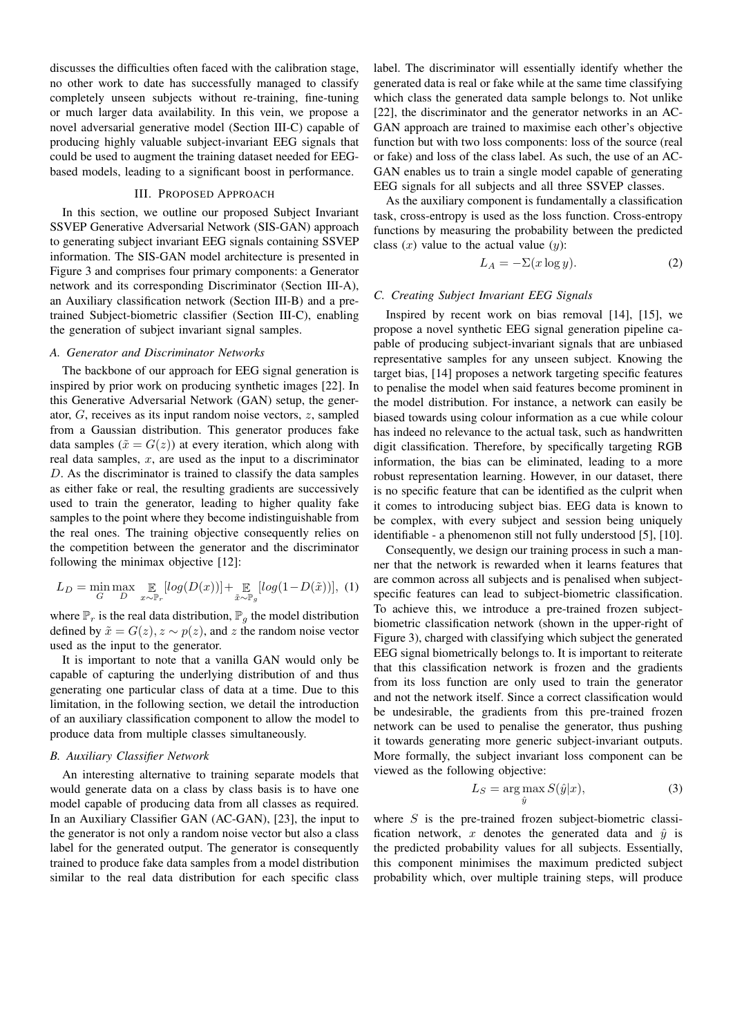discusses the difficulties often faced with the calibration stage, no other work to date has successfully managed to classify completely unseen subjects without re-training, fine-tuning or much larger data availability. In this vein, we propose a novel adversarial generative model (Section III-C) capable of producing highly valuable subject-invariant EEG signals that could be used to augment the training dataset needed for EEG-based models, leading to a significant boost in performance.

## III. Proposed Approach

In this section, we outline our proposed Subject Invariant SSVEP Generative Adversarial Network (SIS-GAN) approach to generating subject invariant EEG signals containing SSVEP information. The SIS-GAN model architecture is presented in Figure 3 and comprises four primary components: a Generator network and its corresponding Discriminator (Section III-A), an Auxiliary classification network (Section III-B) and a pre-trained Subject-biometric classifier (Section III-C), enabling the generation of subject invariant signal samples.

### A. Generator and Discriminator Networks

The backbone of our approach for EEG signal generation is inspired by prior work on producing synthetic images [22]. In this Generative Adversarial Network (GAN) setup, the generator, $G$, receives as its input random noise vectors, $z$, sampled from a Gaussian distribution. This generator produces fake data samples ($\tilde{x} = G(z)$) at every iteration, which along with real data samples, $x$, are used as the input to a discriminator $D$. As the discriminator is trained to classify the data samples as either fake or real, the resulting gradients are successively used to train the generator, leading to higher quality fake samples to the point where they become indistinguishable from the real ones. The training objective consequently relies on the competition between the generator and the discriminator following the minimax objective [12]:

$$L_D = \min_G \max_D \mathop{\mathbb{E}}_{x \sim \mathbb{P}_r}[log(D(x))] + \mathop{\mathbb{E}}_{\tilde{x} \sim \mathbb{P}_g}[log(1 - D(\tilde{x}))], \quad (1)$$

where $\mathbb{P}_r$ is the real data distribution, $\mathbb{P}_g$ the model distribution defined by $\tilde{x} = G(z), z \sim p(z)$, and $z$ the random noise vector used as the input to the generator.

It is important to note that a vanilla GAN would only be capable of capturing the underlying distribution of and thus generating one particular class of data at a time. Due to this limitation, in the following section, we detail the introduction of an auxiliary classification component to allow the model to produce data from multiple classes simultaneously.

### B. Auxiliary Classifier Network

An interesting alternative to training separate models that would generate data on a class by class basis is to have one model capable of producing data from all classes as required. In an Auxiliary Classifier GAN (AC-GAN), [23], the input to the generator is not only a random noise vector but also a class label for the generated output. The generator is consequently trained to produce fake data samples from a model distribution similar to the real data distribution for each specific class label. The discriminator will essentially identify whether the generated data is real or fake while at the same time classifying which class the generated data sample belongs to. Not unlike [22], the discriminator and the generator networks in an AC-GAN approach are trained to maximise each other's objective function but with two loss components: loss of the source (real or fake) and loss of the class label. As such, the use of an AC-GAN enables us to train a single model capable of generating EEG signals for all subjects and all three SSVEP classes.

As the auxiliary component is fundamentally a classification task, cross-entropy is used as the loss function. Cross-entropy functions by measuring the probability between the predicted class ($x$) value to the actual value ($y$):

$$L_A = -\Sigma(x \log y). \quad (2)$$

### C. Creating Subject Invariant EEG Signals

Inspired by recent work on bias removal [14], [15], we propose a novel synthetic EEG signal generation pipeline capable of producing subject-invariant signals that are unbiased representative samples for any unseen subject. Knowing the target bias, [14] proposes a network targeting specific features to penalise the model when said features become prominent in the model distribution. For instance, a network can easily be biased towards using colour information as a cue while colour has indeed no relevance to the actual task, such as handwritten digit classification. Therefore, by specifically targeting RGB information, the bias can be eliminated, leading to a more robust representation learning. However, in our dataset, there is no specific feature that can be identified as the culprit when it comes to introducing subject bias. EEG data is known to be complex, with every subject and session being uniquely identifiable - a phenomenon still not fully understood [5], [10].

Consequently, we design our training process in such a manner that the network is rewarded when it learns features that are common across all subjects and is penalised when subject-specific features can lead to subject-biometric classification. To achieve this, we introduce a pre-trained frozen subject-biometric classification network (shown in the upper-right of Figure 3), charged with classifying which subject the generated EEG signal biometrically belongs to. It is important to reiterate that this classification network is frozen and the gradients from its loss function are only used to train the generator and not the network itself. Since a correct classification would be undesirable, the gradients from this pre-trained frozen network can be used to penalise the generator, thus pushing it towards generating more generic subject-invariant outputs. More formally, the subject invariant loss component can be viewed as the following objective:

$$L_S = \arg\max_{\hat{y}} S(\hat{y}|x), \quad (3)$$

where $S$ is the pre-trained frozen subject-biometric classification network, $x$ denotes the generated data and $\hat{y}$ is the predicted probability values for all subjects. Essentially, this component minimises the maximum predicted subject probability which, over multiple training steps, will produce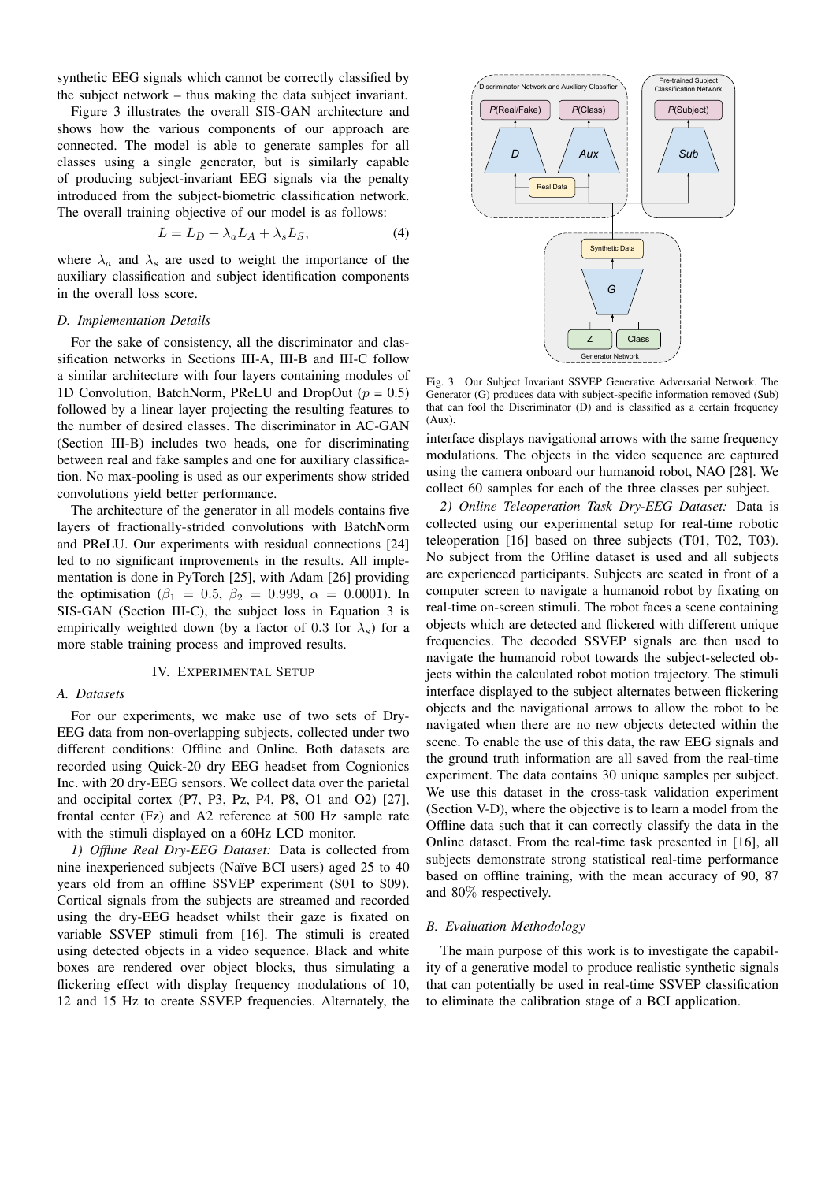synthetic EEG signals which cannot be correctly classified by the subject network – thus making the data subject invariant.

Figure 3 illustrates the overall SIS-GAN architecture and shows how the various components of our approach are connected. The model is able to generate samples for all classes using a single generator, but is similarly capable of producing subject-invariant EEG signals via the penalty introduced from the subject-biometric classification network. The overall training objective of our model is as follows:

$$L = L_D + \lambda_a L_A + \lambda_s L_S, \tag{4}$$

where $\lambda_a$ and $\lambda_s$ are used to weight the importance of the auxiliary classification and subject identification components in the overall loss score.

### D. Implementation Details

For the sake of consistency, all the discriminator and classification networks in Sections III-A, III-B and III-C follow a similar architecture with four layers containing modules of 1D Convolution, BatchNorm, PReLU and DropOut ($p$ = 0.5) followed by a linear layer projecting the resulting features to the number of desired classes. The discriminator in AC-GAN (Section III-B) includes two heads, one for discriminating between real and fake samples and one for auxiliary classification. No max-pooling is used as our experiments show strided convolutions yield better performance.

The architecture of the generator in all models contains five layers of fractionally-strided convolutions with BatchNorm and PReLU. Our experiments with residual connections [24] led to no significant improvements in the results. All implementation is done in PyTorch [25], with Adam [26] providing the optimisation ($\beta_1 = 0.5$, $\beta_2 = 0.999$, $\alpha = 0.0001$). In SIS-GAN (Section III-C), the subject loss in Equation 3 is empirically weighted down (by a factor of 0.3 for $\lambda_s$) for a more stable training process and improved results.

## IV. Experimental Setup

### A. Datasets

For our experiments, we make use of two sets of Dry-EEG data from non-overlapping subjects, collected under two different conditions: Offline and Online. Both datasets are recorded using Quick-20 dry EEG headset from Cognionics Inc. with 20 dry-EEG sensors. We collect data over the parietal and occipital cortex (P7, P3, Pz, P4, P8, O1 and O2) [27], frontal center (Fz) and A2 reference at 500 Hz sample rate with the stimuli displayed on a 60Hz LCD monitor.

*1) Offline Real Dry-EEG Dataset:* Data is collected from nine inexperienced subjects (Naïve BCI users) aged 25 to 40 years old from an offline SSVEP experiment (S01 to S09). Cortical signals from the subjects are streamed and recorded using the dry-EEG headset whilst their gaze is fixated on variable SSVEP stimuli from [16]. The stimuli is created using detected objects in a video sequence. Black and white boxes are rendered over object blocks, thus simulating a flickering effect with display frequency modulations of 10, 12 and 15 Hz to create SSVEP frequencies. Alternately, the interface displays navigational arrows with the same frequency modulations. The objects in the video sequence are captured using the camera onboard our humanoid robot, NAO [28]. We collect 60 samples for each of the three classes per subject.

Fig. 3. Our Subject Invariant SSVEP Generative Adversarial Network. The Generator (G) produces data with subject-specific information removed (Sub) that can fool the Discriminator (D) and is classified as a certain frequency (Aux).

*2) Online Teleoperation Task Dry-EEG Dataset:* Data is collected using our experimental setup for real-time robotic teleoperation [16] based on three subjects (T01, T02, T03). No subject from the Offline dataset is used and all subjects are experienced participants. Subjects are seated in front of a computer screen to navigate a humanoid robot by fixating on real-time on-screen stimuli. The robot faces a scene containing objects which are detected and flickered with different unique frequencies. The decoded SSVEP signals are then used to navigate the humanoid robot towards the subject-selected objects within the calculated robot motion trajectory. The stimuli interface displayed to the subject alternates between flickering objects and the navigational arrows to allow the robot to be navigated when there are no new objects detected within the scene. To enable the use of this data, the raw EEG signals and the ground truth information are all saved from the real-time experiment. The data contains 30 unique samples per subject. We use this dataset in the cross-task validation experiment (Section V-D), where the objective is to learn a model from the Offline data such that it can correctly classify the data in the Online dataset. From the real-time task presented in [16], all subjects demonstrate strong statistical real-time performance based on offline training, with the mean accuracy of 90, 87 and 80% respectively.

### B. Evaluation Methodology

The main purpose of this work is to investigate the capability of a generative model to produce realistic synthetic signals that can potentially be used in real-time SSVEP classification to eliminate the calibration stage of a BCI application.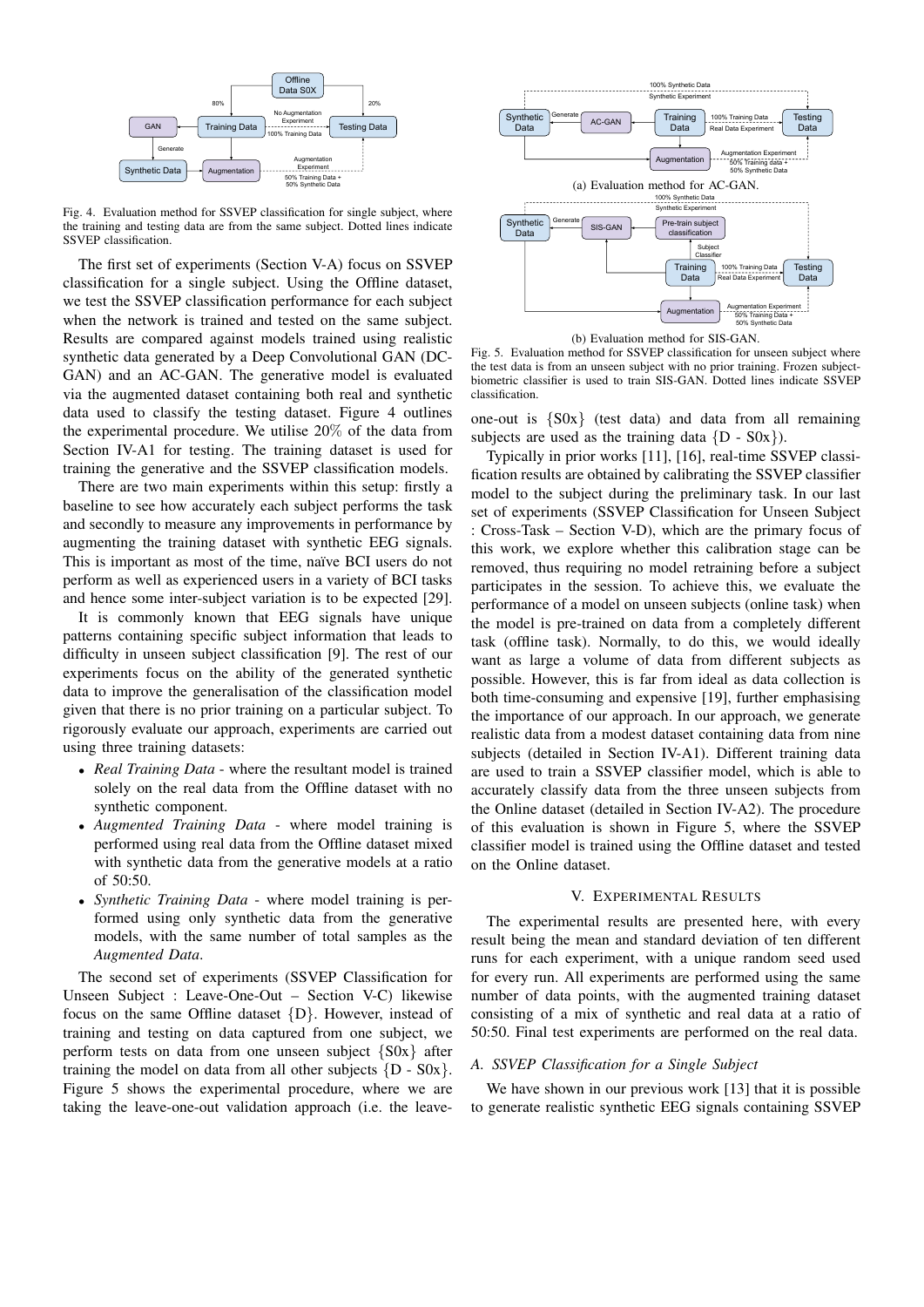Fig. 4. Evaluation method for SSVEP classification for single subject, where the training and testing data are from the same subject. Dotted lines indicate SSVEP classification.

The first set of experiments (Section V-A) focus on SSVEP classification for a single subject. Using the Offline dataset, we test the SSVEP classification performance for each subject when the network is trained and tested on the same subject. Results are compared against models trained using realistic synthetic data generated by a Deep Convolutional GAN (DC-GAN) and an AC-GAN. The generative model is evaluated via the augmented dataset containing both real and synthetic data used to classify the testing dataset. Figure 4 outlines the experimental procedure. We utilise 20% of the data from Section IV-A1 for testing. The training dataset is used for training the generative and the SSVEP classification models.

There are two main experiments within this setup: firstly a baseline to see how accurately each subject performs the task and secondly to measure any improvements in performance by augmenting the training dataset with synthetic EEG signals. This is important as most of the time, naïve BCI users do not perform as well as experienced users in a variety of BCI tasks and hence some inter-subject variation is to be expected [29].

It is commonly known that EEG signals have unique patterns containing specific subject information that leads to difficulty in unseen subject classification [9]. The rest of our experiments focus on the ability of the generated synthetic data to improve the generalisation of the classification model given that there is no prior training on a particular subject. To rigorously evaluate our approach, experiments are carried out using three training datasets:

- *Real Training Data* - where the resultant model is trained solely on the real data from the Offline dataset with no synthetic component.
- *Augmented Training Data* - where model training is performed using real data from the Offline dataset mixed with synthetic data from the generative models at a ratio of 50:50.
- *Synthetic Training Data* - where model training is performed using only synthetic data from the generative models, with the same number of total samples as the *Augmented Data*.

The second set of experiments (SSVEP Classification for Unseen Subject : Leave-One-Out – Section V-C) likewise focus on the same Offline dataset {D}. However, instead of training and testing on data captured from one subject, we perform tests on data from one unseen subject {S0x} after training the model on data from all other subjects {D - S0x}. Figure 5 shows the experimental procedure, where we are taking the leave-one-out validation approach (i.e. the leave-one-out is {S0x} (test data) and data from all remaining subjects are used as the training data {D - S0x}).

(a) Evaluation method for AC-GAN.

(b) Evaluation method for SIS-GAN.

Fig. 5. Evaluation method for SSVEP classification for unseen subject where the test data is from an unseen subject with no prior training. Frozen subject-biometric classifier is used to train SIS-GAN. Dotted lines indicate SSVEP classification.

Typically in prior works [11], [16], real-time SSVEP classification results are obtained by calibrating the SSVEP classifier model to the subject during the preliminary task. In our last set of experiments (SSVEP Classification for Unseen Subject : Cross-Task – Section V-D), which are the primary focus of this work, we explore whether this calibration stage can be removed, thus requiring no model retraining before a subject participates in the session. To achieve this, we evaluate the performance of a model on unseen subjects (online task) when the model is pre-trained on data from a completely different task (offline task). Normally, to do this, we would ideally want as large a volume of data from different subjects as possible. However, this is far from ideal as data collection is both time-consuming and expensive [19], further emphasising the importance of our approach. In our approach, we generate realistic data from a modest dataset containing data from nine subjects (detailed in Section IV-A1). Different training data are used to train a SSVEP classifier model, which is able to accurately classify data from the three unseen subjects from the Online dataset (detailed in Section IV-A2). The procedure of this evaluation is shown in Figure 5, where the SSVEP classifier model is trained using the Offline dataset and tested on the Online dataset.

## V. Experimental Results

The experimental results are presented here, with every result being the mean and standard deviation of ten different runs for each experiment, with a unique random seed used for every run. All experiments are performed using the same number of data points, with the augmented training dataset consisting of a mix of synthetic and real data at a ratio of 50:50. Final test experiments are performed on the real data.

### A. SSVEP Classification for a Single Subject

We have shown in our previous work [13] that it is possible to generate realistic synthetic EEG signals containing SSVEP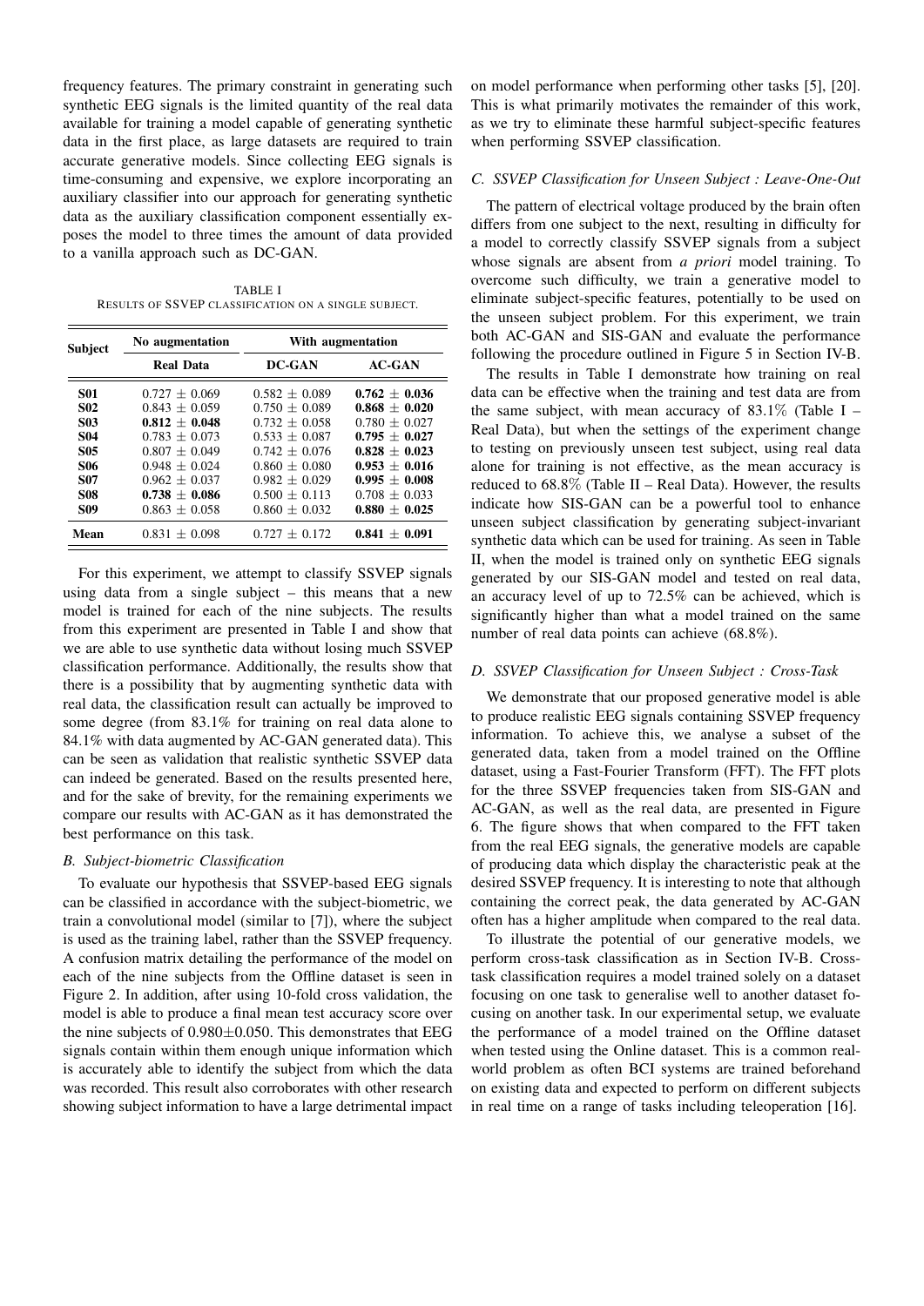frequency features. The primary constraint in generating such synthetic EEG signals is the limited quantity of the real data available for training a model capable of generating synthetic data in the first place, as large datasets are required to train accurate generative models. Since collecting EEG signals is time-consuming and expensive, we explore incorporating an auxiliary classifier into our approach for generating synthetic data as the auxiliary classification component essentially exposes the model to three times the amount of data provided to a vanilla approach such as DC-GAN.

TABLE I
RESULTS OF SSVEP CLASSIFICATION ON A SINGLE SUBJECT.

| Subject | No augmentation | With augmentation | |
|---|---|---|---|
| | Real Data | DC-GAN | AC-GAN |
| **S01** | $0.727 \pm 0.069$ | $0.582 \pm 0.089$ | $\mathbf{0.762 \pm 0.036}$ |
| **S02** | $0.843 \pm 0.059$ | $0.750 \pm 0.089$ | $\mathbf{0.868 \pm 0.020}$ |
| **S03** | $\mathbf{0.812 \pm 0.048}$ | $0.732 \pm 0.058$ | $0.780 \pm 0.027$ |
| **S04** | $0.783 \pm 0.073$ | $0.533 \pm 0.087$ | $\mathbf{0.795 \pm 0.027}$ |
| **S05** | $0.807 \pm 0.049$ | $0.742 \pm 0.076$ | $\mathbf{0.828 \pm 0.023}$ |
| **S06** | $0.948 \pm 0.024$ | $0.860 \pm 0.080$ | $\mathbf{0.953 \pm 0.016}$ |
| **S07** | $0.962 \pm 0.037$ | $0.982 \pm 0.029$ | $\mathbf{0.995 \pm 0.008}$ |
| **S08** | $\mathbf{0.738 \pm 0.086}$ | $0.500 \pm 0.113$ | $0.708 \pm 0.033$ |
| **S09** | $0.863 \pm 0.058$ | $0.860 \pm 0.032$ | $\mathbf{0.880 \pm 0.025}$ |
| **Mean** | $0.831 \pm 0.098$ | $0.727 \pm 0.172$ | $\mathbf{0.841 \pm 0.091}$ |

For this experiment, we attempt to classify SSVEP signals using data from a single subject – this means that a new model is trained for each of the nine subjects. The results from this experiment are presented in Table I and show that we are able to use synthetic data without losing much SSVEP classification performance. Additionally, the results show that there is a possibility that by augmenting synthetic data with real data, the classification result can actually be improved to some degree (from 83.1% for training on real data alone to 84.1% with data augmented by AC-GAN generated data). This can be seen as validation that realistic synthetic SSVEP data can indeed be generated. Based on the results presented here, and for the sake of brevity, for the remaining experiments we compare our results with AC-GAN as it has demonstrated the best performance on this task.

### *B. Subject-biometric Classification*

To evaluate our hypothesis that SSVEP-based EEG signals can be classified in accordance with the subject-biometric, we train a convolutional model (similar to [7]), where the subject is used as the training label, rather than the SSVEP frequency. A confusion matrix detailing the performance of the model on each of the nine subjects from the Offline dataset is seen in Figure 2. In addition, after using 10-fold cross validation, the model is able to produce a final mean test accuracy score over the nine subjects of $0.980 \pm 0.050$. This demonstrates that EEG signals contain within them enough unique information which is accurately able to identify the subject from which the data was recorded. This result also corroborates with other research showing subject information to have a large detrimental impact on model performance when performing other tasks [5], [20]. This is what primarily motivates the remainder of this work, as we try to eliminate these harmful subject-specific features when performing SSVEP classification.

### *C. SSVEP Classification for Unseen Subject : Leave-One-Out*

The pattern of electrical voltage produced by the brain often differs from one subject to the next, resulting in difficulty for a model to correctly classify SSVEP signals from a subject whose signals are absent from *a priori* model training. To overcome such difficulty, we train a generative model to eliminate subject-specific features, potentially to be used on the unseen subject problem. For this experiment, we train both AC-GAN and SIS-GAN and evaluate the performance following the procedure outlined in Figure 5 in Section IV-B.

The results in Table I demonstrate how training on real data can be effective when the training and test data are from the same subject, with mean accuracy of 83.1% (Table I – Real Data), but when the settings of the experiment change to testing on previously unseen test subject, using real data alone for training is not effective, as the mean accuracy is reduced to 68.8% (Table II – Real Data). However, the results indicate how SIS-GAN can be a powerful tool to enhance unseen subject classification by generating subject-invariant synthetic data which can be used for training. As seen in Table II, when the model is trained only on synthetic EEG signals generated by our SIS-GAN model and tested on real data, an accuracy level of up to 72.5% can be achieved, which is significantly higher than what a model trained on the same number of real data points can achieve (68.8%).

### *D. SSVEP Classification for Unseen Subject : Cross-Task*

We demonstrate that our proposed generative model is able to produce realistic EEG signals containing SSVEP frequency information. To achieve this, we analyse a subset of the generated data, taken from a model trained on the Offline dataset, using a Fast-Fourier Transform (FFT). The FFT plots for the three SSVEP frequencies taken from SIS-GAN and AC-GAN, as well as the real data, are presented in Figure 6. The figure shows that when compared to the FFT taken from the real EEG signals, the generative models are capable of producing data which display the characteristic peak at the desired SSVEP frequency. It is interesting to note that although containing the correct peak, the data generated by AC-GAN often has a higher amplitude when compared to the real data.

To illustrate the potential of our generative models, we perform cross-task classification as in Section IV-B. Cross-task classification requires a model trained solely on a dataset focusing on one task to generalise well to another dataset focusing on another task. In our experimental setup, we evaluate the performance of a model trained on the Offline dataset when tested using the Online dataset. This is a common real-world problem as often BCI systems are trained beforehand on existing data and expected to perform on different subjects in real time on a range of tasks including teleoperation [16].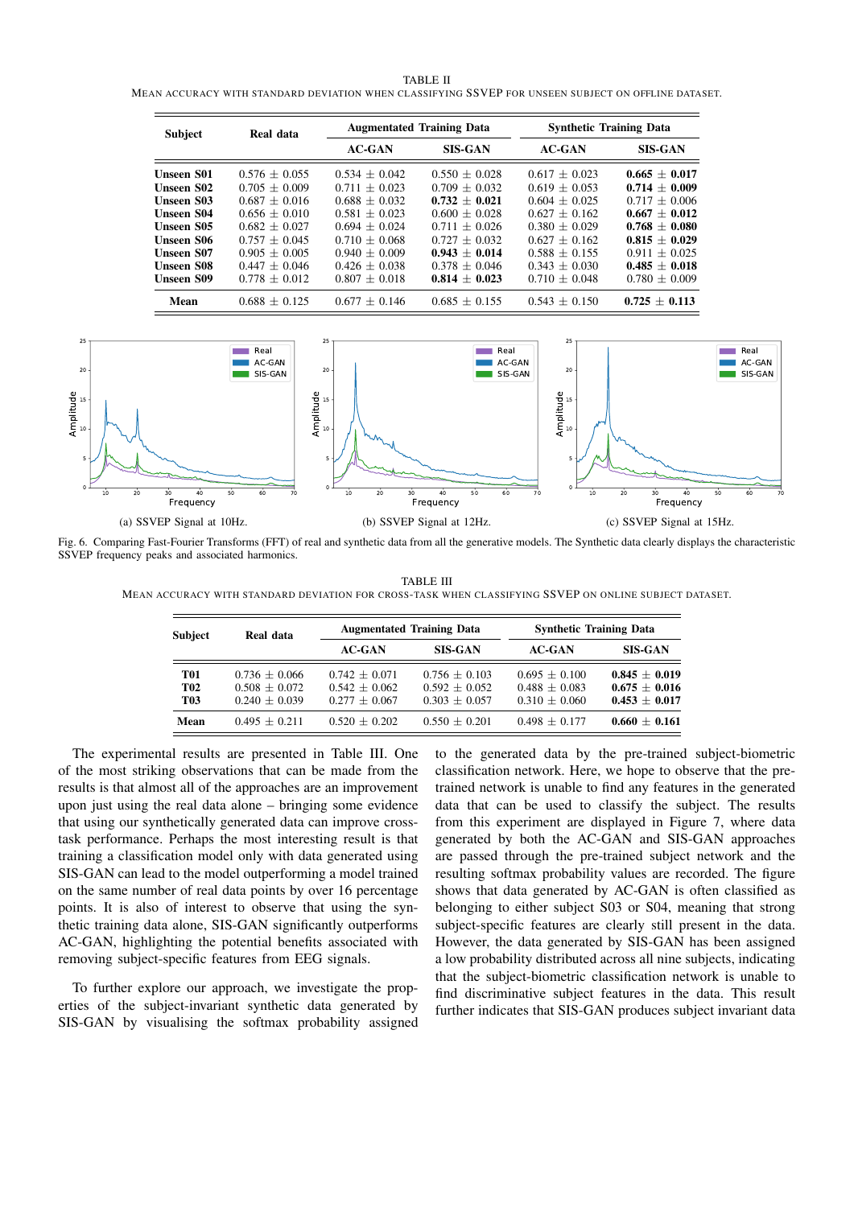TABLE II

MEAN ACCURACY WITH STANDARD DEVIATION WHEN CLASSIFYING SSVEP FOR UNSEEN SUBJECT ON OFFLINE DATASET.

| Subject | Real data | Augmentated Training Data | | Synthetic Training Data | |
|---|---|---|---|---|---|
| | | AC-GAN | SIS-GAN | AC-GAN | SIS-GAN |
| **Unseen S01** | $0.576 \pm 0.055$ | $0.534 \pm 0.042$ | $0.550 \pm 0.028$ | $0.617 \pm 0.023$ | $\mathbf{0.665 \pm 0.017}$ |
| **Unseen S02** | $0.705 \pm 0.009$ | $0.711 \pm 0.023$ | $0.709 \pm 0.032$ | $0.619 \pm 0.053$ | $\mathbf{0.714 \pm 0.009}$ |
| **Unseen S03** | $0.687 \pm 0.016$ | $0.688 \pm 0.032$ | $\mathbf{0.732 \pm 0.021}$ | $0.604 \pm 0.025$ | $0.717 \pm 0.006$ |
| **Unseen S04** | $0.656 \pm 0.010$ | $0.581 \pm 0.023$ | $0.600 \pm 0.028$ | $0.627 \pm 0.162$ | $\mathbf{0.667 \pm 0.012}$ |
| **Unseen S05** | $0.682 \pm 0.027$ | $0.694 \pm 0.024$ | $0.711 \pm 0.026$ | $0.380 \pm 0.029$ | $\mathbf{0.768 \pm 0.080}$ |
| **Unseen S06** | $0.757 \pm 0.045$ | $0.710 \pm 0.068$ | $0.727 \pm 0.032$ | $0.627 \pm 0.162$ | $\mathbf{0.815 \pm 0.029}$ |
| **Unseen S07** | $0.905 \pm 0.005$ | $0.940 \pm 0.009$ | $\mathbf{0.943 \pm 0.014}$ | $0.588 \pm 0.155$ | $0.911 \pm 0.025$ |
| **Unseen S08** | $0.447 \pm 0.046$ | $0.426 \pm 0.038$ | $0.378 \pm 0.046$ | $0.343 \pm 0.030$ | $\mathbf{0.485 \pm 0.018}$ |
| **Unseen S09** | $0.778 \pm 0.012$ | $0.807 \pm 0.018$ | $\mathbf{0.814 \pm 0.023}$ | $0.710 \pm 0.048$ | $0.780 \pm 0.009$ |
| **Mean** | $0.688 \pm 0.125$ | $0.677 \pm 0.146$ | $0.685 \pm 0.155$ | $0.543 \pm 0.150$ | $\mathbf{0.725 \pm 0.113}$ |

(a) SSVEP Signal at 10Hz.

(b) SSVEP Signal at 12Hz.

(c) SSVEP Signal at 15Hz.

Fig. 6. Comparing Fast-Fourier Transforms (FFT) of real and synthetic data from all the generative models. The Synthetic data clearly displays the characteristic SSVEP frequency peaks and associated harmonics.

TABLE III

MEAN ACCURACY WITH STANDARD DEVIATION FOR CROSS-TASK WHEN CLASSIFYING SSVEP ON ONLINE SUBJECT DATASET.

| Subject | Real data | Augmentated Training Data | | Synthetic Training Data | |
|---|---|---|---|---|---|
| | | AC-GAN | SIS-GAN | AC-GAN | SIS-GAN |
| **T01** | $0.736 \pm 0.066$ | $0.742 \pm 0.071$ | $0.756 \pm 0.103$ | $0.695 \pm 0.100$ | $\mathbf{0.845 \pm 0.019}$ |
| **T02** | $0.508 \pm 0.072$ | $0.542 \pm 0.062$ | $0.592 \pm 0.052$ | $0.488 \pm 0.083$ | $\mathbf{0.675 \pm 0.016}$ |
| **T03** | $0.240 \pm 0.039$ | $0.277 \pm 0.067$ | $0.303 \pm 0.057$ | $0.310 \pm 0.060$ | $\mathbf{0.453 \pm 0.017}$ |
| **Mean** | $0.495 \pm 0.211$ | $0.520 \pm 0.202$ | $0.550 \pm 0.201$ | $0.498 \pm 0.177$ | $\mathbf{0.660 \pm 0.161}$ |

The experimental results are presented in Table III. One of the most striking observations that can be made from the results is that almost all of the approaches are an improvement upon just using the real data alone – bringing some evidence that using our synthetically generated data can improve cross-task performance. Perhaps the most interesting result is that training a classification model only with data generated using SIS-GAN can lead to the model outperforming a model trained on the same number of real data points by over 16 percentage points. It is also of interest to observe that using the synthetic training data alone, SIS-GAN significantly outperforms AC-GAN, highlighting the potential benefits associated with removing subject-specific features from EEG signals.

To further explore our approach, we investigate the properties of the subject-invariant synthetic data generated by SIS-GAN by visualising the softmax probability assigned to the generated data by the pre-trained subject-biometric classification network. Here, we hope to observe that the pre-trained network is unable to find any features in the generated data that can be used to classify the subject. The results from this experiment are displayed in Figure 7, where data generated by both the AC-GAN and SIS-GAN approaches are passed through the pre-trained subject network and the resulting softmax probability values are recorded. The figure shows that data generated by AC-GAN is often classified as belonging to either subject S03 or S04, meaning that strong subject-specific features are clearly still present in the data. However, the data generated by SIS-GAN has been assigned a low probability distributed across all nine subjects, indicating that the subject-biometric classification network is unable to find discriminative subject features in the data. This result further indicates that SIS-GAN produces subject invariant data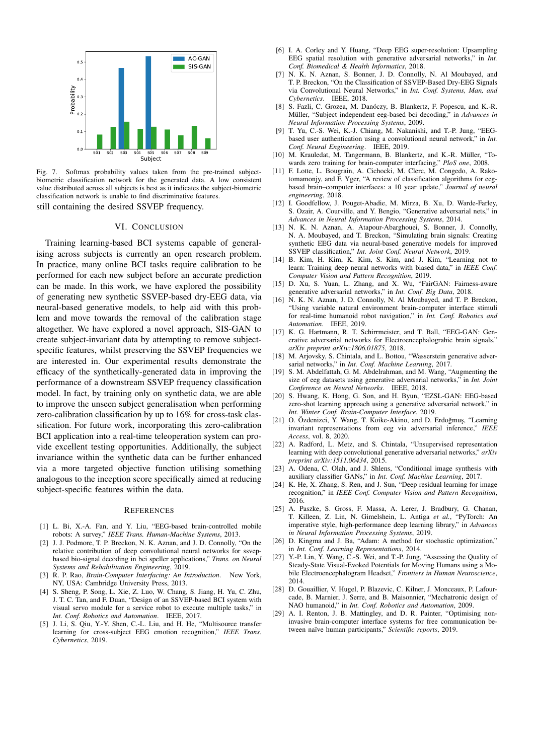AC-GAN
SIS-GAN
Probability
0.0
0.1
0.2
0.3
0.4
0.5
S01 S02 S03 S04 S05 S06 S07 S08 S09
Subject

Fig. 7. Softmax probability values taken from the pre-trained subject-biometric classification network for the generated data. A low consistent value distributed across all subjects is best as it indicates the subject-biometric classification network is unable to find discriminative features.

still containing the desired SSVEP frequency.

## VI. Conclusion

Training learning-based BCI systems capable of generalising across subjects is currently an open research problem. In practice, many online BCI tasks require calibration to be performed for each new subject before an accurate prediction can be made. In this work, we have explored the possibility of generating new synthetic SSVEP-based dry-EEG data, via neural-based generative models, to help aid with this problem and move towards the removal of the calibration stage altogether. We have explored a novel approach, SIS-GAN to create subject-invariant data by attempting to remove subject-specific features, whilst preserving the SSVEP frequencies we are interested in. Our experimental results demonstrate the efficacy of the synthetically-generated data in improving the performance of a downstream SSVEP frequency classification model. In fact, by training only on synthetic data, we are able to improve the unseen subject generalisation when performing zero-calibration classification by up to 16% for cross-task classification. For future work, incorporating this zero-calibration BCI application into a real-time teleoperation system can provide excellent testing opportunities. Additionally, the subject invariance within the synthetic data can be further enhanced via a more targeted objective function utilising something analogous to the inception score specifically aimed at reducing subject-specific features within the data.

## References

[1] L. Bi, X.-A. Fan, and Y. Liu, "EEG-based brain-controlled mobile robots: A survey," *IEEE Trans. Human-Machine Systems*, 2013.

[2] J. J. Podmore, T. P. Breckon, N. K. Aznan, and J. D. Connolly, "On the relative contribution of deep convolutional neural networks for ssvep-based bio-signal decoding in bci speller applications," *Trans. on Neural Systems and Rehabilitation Engineering*, 2019.

[3] R. P. Rao, *Brain-Computer Interfacing: An Introduction*. New York, NY, USA: Cambridge University Press, 2013.

[4] S. Sheng, P. Song, L. Xie, Z. Luo, W. Chang, S. Jiang, H. Yu, C. Zhu, J. T. C. Tan, and F. Duan, "Design of an SSVEP-based BCI system with visual servo module for a service robot to execute multiple tasks," in *Int. Conf. Robotics and Automation*. IEEE, 2017.

[5] J. Li, S. Qiu, Y.-Y. Shen, C.-L. Liu, and H. He, "Multisource transfer learning for cross-subject EEG emotion recognition," *IEEE Trans. Cybernetics*, 2019.

[6] I. A. Corley and Y. Huang, "Deep EEG super-resolution: Upsampling EEG spatial resolution with generative adversarial networks," in *Int. Conf. Biomedical & Health Informatics*, 2018.

[7] N. K. N. Aznan, S. Bonner, J. D. Connolly, N. Al Moubayed, and T. P. Breckon, "On the Classification of SSVEP-Based Dry-EEG Signals via Convolutional Neural Networks," in *Int. Conf. Systems, Man, and Cybernetics*. IEEE, 2018.

[8] S. Fazli, C. Grozea, M. Danóczy, B. Blankertz, F. Popescu, and K.-R. Müller, "Subject independent eeg-based bci decoding," in *Advances in Neural Information Processing Systems*, 2009.

[9] T. Yu, C.-S. Wei, K.-J. Chiang, M. Nakanishi, and T.-P. Jung, "EEG-based user authentication using a convolutional neural network," in *Int. Conf. Neural Engineering*. IEEE, 2019.

[10] M. Krauledat, M. Tangermann, B. Blankertz, and K.-R. Müller, "Towards zero training for brain-computer interfacing," *PloS one*, 2008.

[11] F. Lotte, L. Bougrain, A. Cichocki, M. Clerc, M. Congedo, A. Rakotomamonjy, and F. Yger, "A review of classification algorithms for eeg-based brain–computer interfaces: a 10 year update," *Journal of neural engineering*, 2018.

[12] I. Goodfellow, J. Pouget-Abadie, M. Mirza, B. Xu, D. Warde-Farley, S. Ozair, A. Courville, and Y. Bengio, "Generative adversarial nets," in *Advances in Neural Information Processing Systems*, 2014.

[13] N. K. N. Aznan, A. Atapour-Abarghouei, S. Bonner, J. Connolly, N. A. Moubayed, and T. Breckon, "Simulating brain signals: Creating synthetic EEG data via neural-based generative models for improved SSVEP classification," in *Int. Joint Conf. Neural Network*, 2019.

[14] B. Kim, H. Kim, K. Kim, S. Kim, and J. Kim, "Learning not to learn: Training deep neural networks with biased data," in *IEEE Conf. Computer Vision and Pattern Recognition*, 2019.

[15] D. Xu, S. Yuan, L. Zhang, and X. Wu, "FairGAN: Fairness-aware generative adversarial networks," in *Int. Conf. Big Data*, 2018.

[16] N. K. N. Aznan, J. D. Connolly, N. Al Moubayed, and T. P. Breckon, "Using variable natural environment brain-computer interface stimuli for real-time humanoid robot navigation," in *Int. Conf. Robotics and Automation*. IEEE, 2019.

[17] K. G. Hartmann, R. T. Schirrmeister, and T. Ball, "EEG-GAN: Generative adversarial networks for Electroencephalographic brain signals," *arXiv preprint arXiv:1806.01875*, 2018.

[18] M. Arjovsky, S. Chintala, and L. Bottou, "Wasserstein generative adversarial networks," in *Int. Conf. Machine Learning*, 2017.

[19] S. M. Abdelfattah, G. M. Abdelrahman, and M. Wang, "Augmenting the size of eeg datasets using generative adversarial networks," in *Int. Joint Conference on Neural Networks*. IEEE, 2018.

[20] S. Hwang, K. Hong, G. Son, and H. Byun, "EZSL-GAN: EEG-based zero-shot learning approach using a generative adversarial network," in *Int. Winter Conf. Brain-Computer Interface*, 2019.

[21] O. Özdenizci, Y. Wang, T. Koike-Akino, and D. Erdoğmuş, "Learning invariant representations from eeg via adversarial inference," *IEEE Access*, vol. 8, 2020.

[22] A. Radford, L. Metz, and S. Chintala, "Unsupervised representation learning with deep convolutional generative adversarial networks," *arXiv preprint arXiv:1511.06434*, 2015.

[23] A. Odena, C. Olah, and J. Shlens, "Conditional image synthesis with auxiliary classifier GANs," in *Int. Conf. Machine Learning*, 2017.

[24] K. He, X. Zhang, S. Ren, and J. Sun, "Deep residual learning for image recognition," in *IEEE Conf. Computer Vision and Pattern Recognition*, 2016.

[25] A. Paszke, S. Gross, F. Massa, A. Lerer, J. Bradbury, G. Chanan, T. Killeen, Z. Lin, N. Gimelshein, L. Antiga *et al.*, "PyTorch: An imperative style, high-performance deep learning library," in *Advances in Neural Information Processing Systems*, 2019.

[26] D. Kingma and J. Ba, "Adam: A method for stochastic optimization," in *Int. Conf. Learning Representations*, 2014.

[27] Y.-P. Lin, Y. Wang, C.-S. Wei, and T.-P. Jung, "Assessing the Quality of Steady-State Visual-Evoked Potentials for Moving Humans using a Mobile Electroencephalogram Headset," *Frontiers in Human Neuroscience*, 2014.

[28] D. Gouaillier, V. Hugel, P. Blazevic, C. Kilner, J. Monceaux, P. Lafourcade, B. Marnier, J. Serre, and B. Maisonnier, "Mechatronic design of NAO humanoid," in *Int. Conf. Robotics and Automation*, 2009.

[29] A. I. Renton, J. B. Mattingley, and D. R. Painter, "Optimising non-invasive brain-computer interface systems for free communication between naïve human participants," *Scientific reports*, 2019.